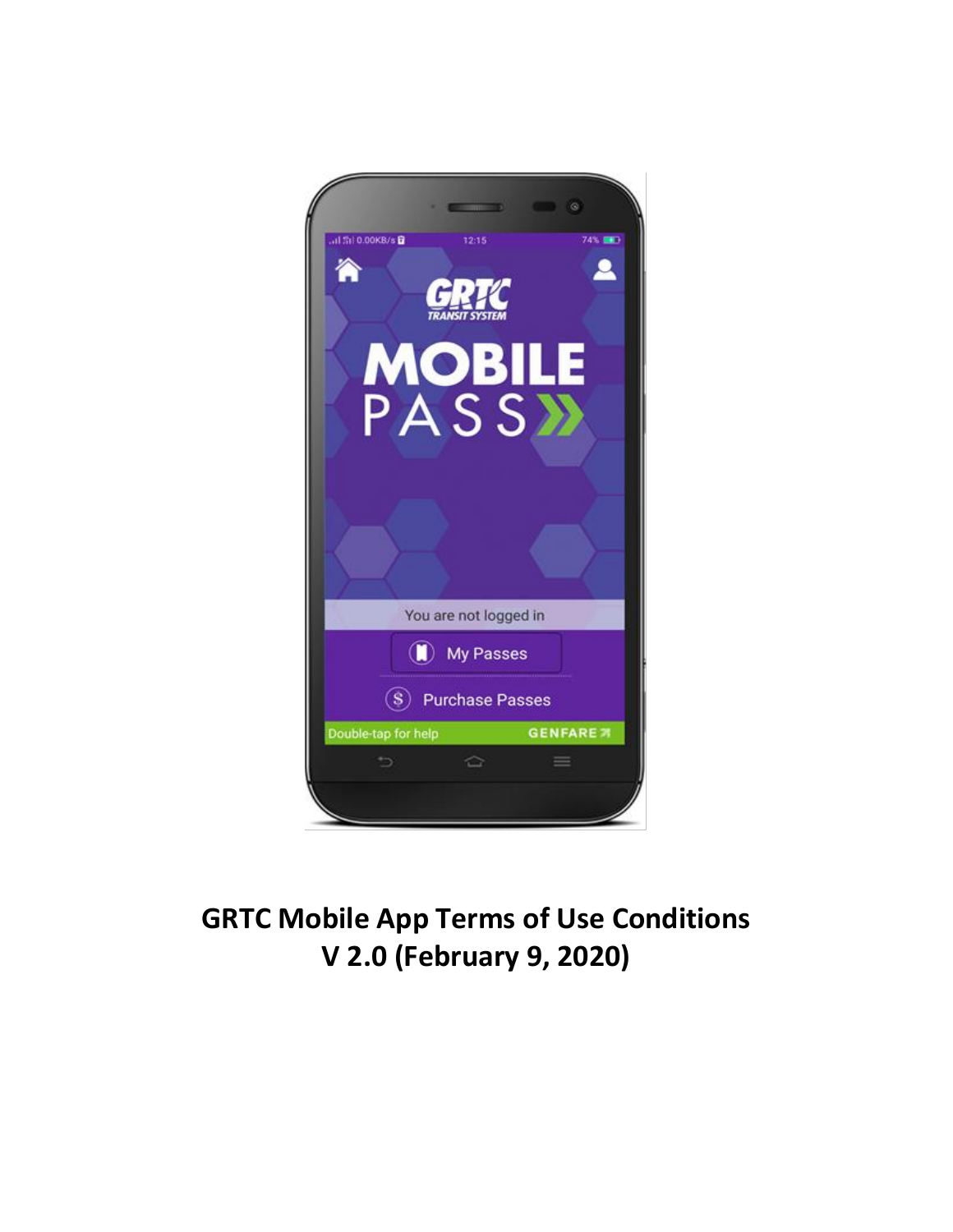# GRTC Mobile App Terms of Use Conditions

## V 2.0 (February 9, 2020)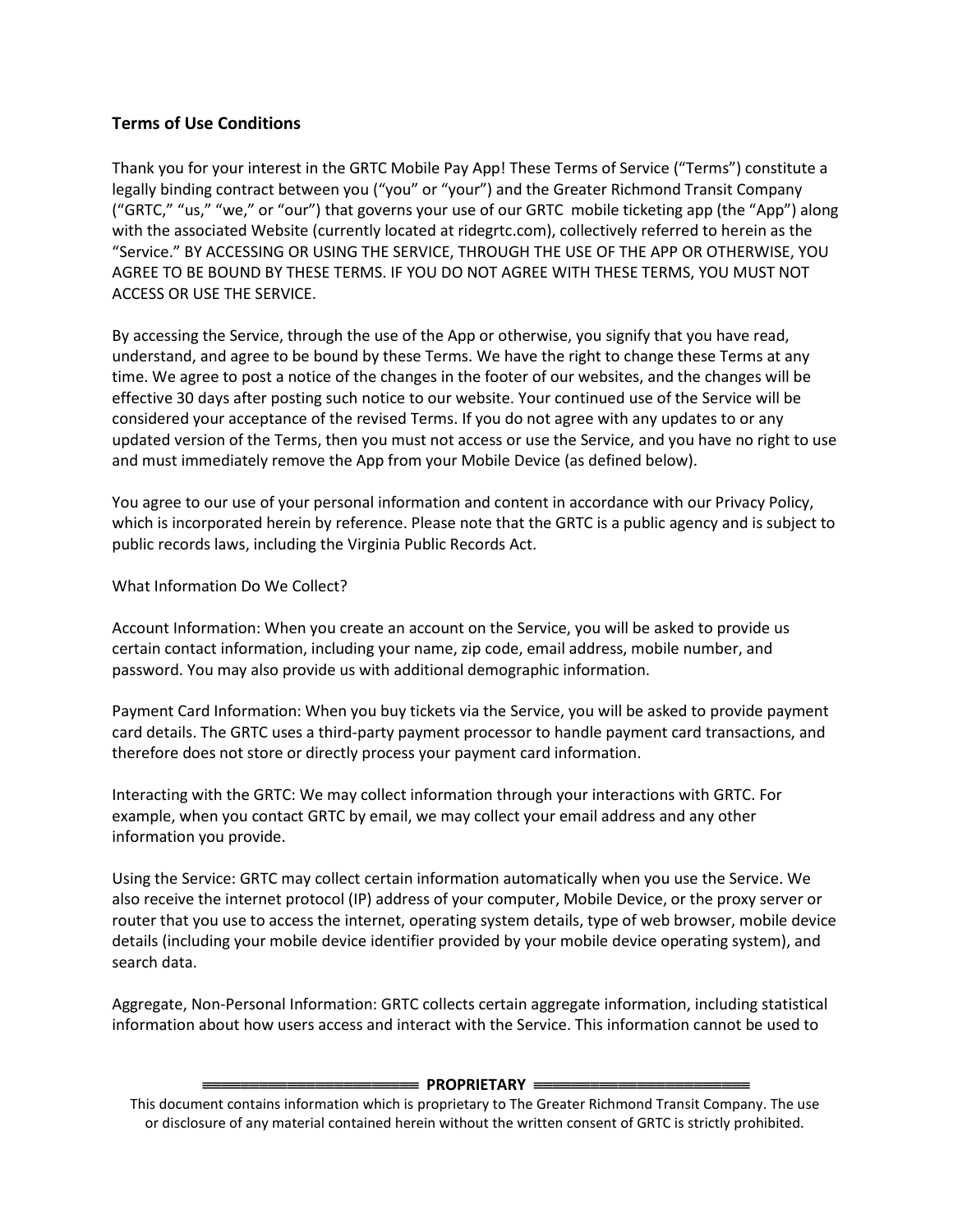## Terms of Use Conditions

Thank you for your interest in the GRTC Mobile Pay App! These Terms of Service (“Terms”) constitute a legally binding contract between you (“you” or “your”) and the Greater Richmond Transit Company (“GRTC,” “us,” “we,” or “our”) that governs your use of our GRTC mobile ticketing app (the “App”) along with the associated Website (currently located at ridegrtc.com), collectively referred to herein as the “Service.” BY ACCESSING OR USING THE SERVICE, THROUGH THE USE OF THE APP OR OTHERWISE, YOU AGREE TO BE BOUND BY THESE TERMS. IF YOU DO NOT AGREE WITH THESE TERMS, YOU MUST NOT ACCESS OR USE THE SERVICE.

By accessing the Service, through the use of the App or otherwise, you signify that you have read, understand, and agree to be bound by these Terms. We have the right to change these Terms at any time. We agree to post a notice of the changes in the footer of our websites, and the changes will be effective 30 days after posting such notice to our website. Your continued use of the Service will be considered your acceptance of the revised Terms. If you do not agree with any updates to or any updated version of the Terms, then you must not access or use the Service, and you have no right to use and must immediately remove the App from your Mobile Device (as defined below).

You agree to our use of your personal information and content in accordance with our Privacy Policy, which is incorporated herein by reference. Please note that the GRTC is a public agency and is subject to public records laws, including the Virginia Public Records Act.

What Information Do We Collect?

Account Information: When you create an account on the Service, you will be asked to provide us certain contact information, including your name, zip code, email address, mobile number, and password. You may also provide us with additional demographic information.

Payment Card Information: When you buy tickets via the Service, you will be asked to provide payment card details. The GRTC uses a third-party payment processor to handle payment card transactions, and therefore does not store or directly process your payment card information.

Interacting with the GRTC: We may collect information through your interactions with GRTC. For example, when you contact GRTC by email, we may collect your email address and any other information you provide.

Using the Service: GRTC may collect certain information automatically when you use the Service. We also receive the internet protocol (IP) address of your computer, Mobile Device, or the proxy server or router that you use to access the internet, operating system details, type of web browser, mobile device details (including your mobile device identifier provided by your mobile device operating system), and search data.

Aggregate, Non-Personal Information: GRTC collects certain aggregate information, including statistical information about how users access and interact with the Service. This information cannot be used to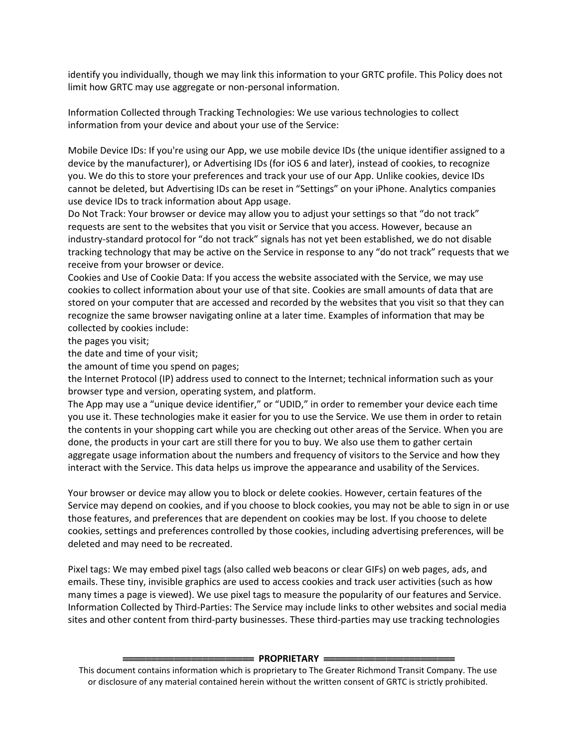identify you individually, though we may link this information to your GRTC profile. This Policy does not limit how GRTC may use aggregate or non-personal information.

Information Collected through Tracking Technologies: We use various technologies to collect information from your device and about your use of the Service:

Mobile Device IDs: If you're using our App, we use mobile device IDs (the unique identifier assigned to a device by the manufacturer), or Advertising IDs (for iOS 6 and later), instead of cookies, to recognize you. We do this to store your preferences and track your use of our App. Unlike cookies, device IDs cannot be deleted, but Advertising IDs can be reset in "Settings" on your iPhone. Analytics companies use device IDs to track information about App usage.
Do Not Track: Your browser or device may allow you to adjust your settings so that "do not track" requests are sent to the websites that you visit or Service that you access. However, because an industry-standard protocol for "do not track" signals has not yet been established, we do not disable tracking technology that may be active on the Service in response to any "do not track" requests that we receive from your browser or device.
Cookies and Use of Cookie Data: If you access the website associated with the Service, we may use cookies to collect information about your use of that site. Cookies are small amounts of data that are stored on your computer that are accessed and recorded by the websites that you visit so that they can recognize the same browser navigating online at a later time. Examples of information that may be collected by cookies include:
the pages you visit;
the date and time of your visit;
the amount of time you spend on pages;
the Internet Protocol (IP) address used to connect to the Internet; technical information such as your browser type and version, operating system, and platform.
The App may use a "unique device identifier," or "UDID," in order to remember your device each time you use it. These technologies make it easier for you to use the Service. We use them in order to retain the contents in your shopping cart while you are checking out other areas of the Service. When you are done, the products in your cart are still there for you to buy. We also use them to gather certain aggregate usage information about the numbers and frequency of visitors to the Service and how they interact with the Service. This data helps us improve the appearance and usability of the Services.

Your browser or device may allow you to block or delete cookies. However, certain features of the Service may depend on cookies, and if you choose to block cookies, you may not be able to sign in or use those features, and preferences that are dependent on cookies may be lost. If you choose to delete cookies, settings and preferences controlled by those cookies, including advertising preferences, will be deleted and may need to be recreated.

Pixel tags: We may embed pixel tags (also called web beacons or clear GIFs) on web pages, ads, and emails. These tiny, invisible graphics are used to access cookies and track user activities (such as how many times a page is viewed). We use pixel tags to measure the popularity of our features and Service.
Information Collected by Third-Parties: The Service may include links to other websites and social media sites and other content from third-party businesses. These third-parties may use tracking technologies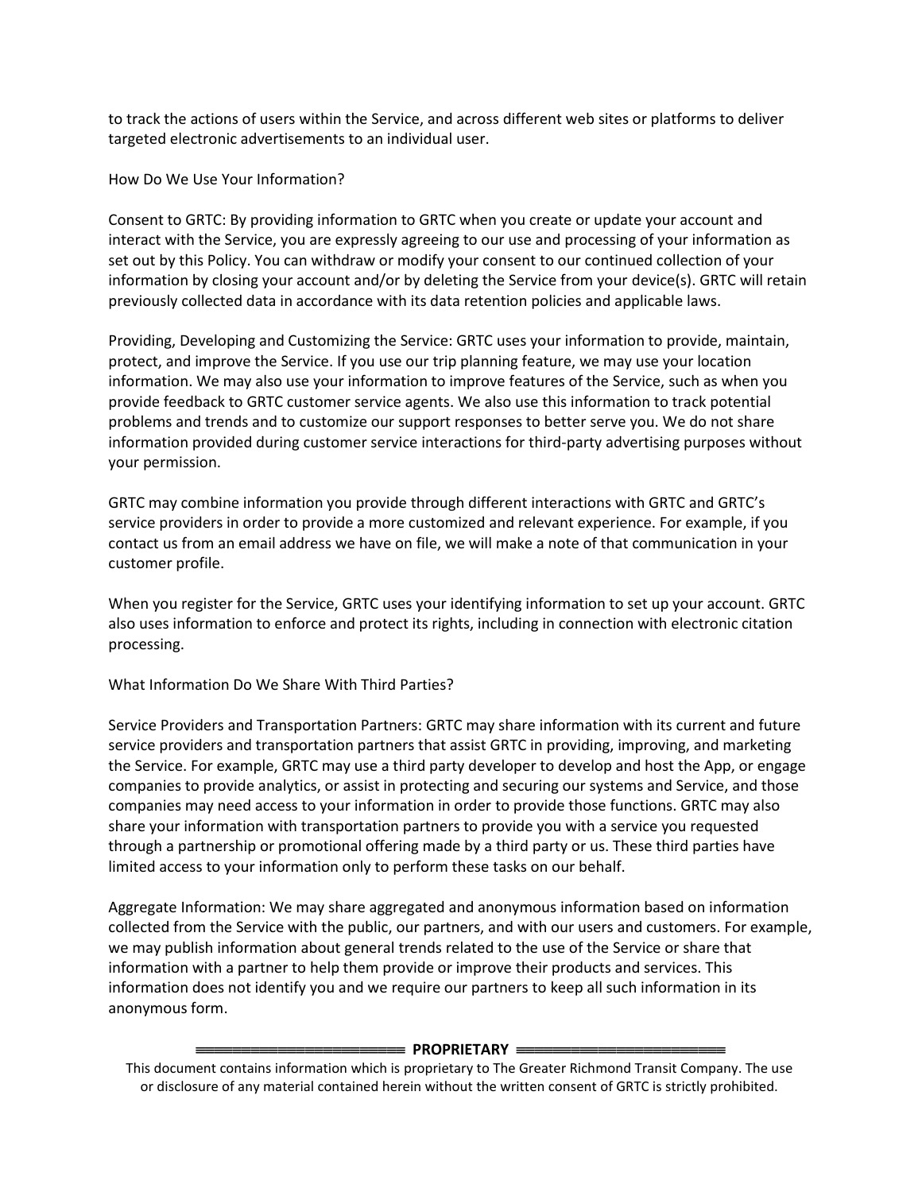to track the actions of users within the Service, and across different web sites or platforms to deliver targeted electronic advertisements to an individual user.

## How Do We Use Your Information?

Consent to GRTC: By providing information to GRTC when you create or update your account and interact with the Service, you are expressly agreeing to our use and processing of your information as set out by this Policy. You can withdraw or modify your consent to our continued collection of your information by closing your account and/or by deleting the Service from your device(s). GRTC will retain previously collected data in accordance with its data retention policies and applicable laws.

Providing, Developing and Customizing the Service: GRTC uses your information to provide, maintain, protect, and improve the Service. If you use our trip planning feature, we may use your location information. We may also use your information to improve features of the Service, such as when you provide feedback to GRTC customer service agents. We also use this information to track potential problems and trends and to customize our support responses to better serve you. We do not share information provided during customer service interactions for third-party advertising purposes without your permission.

GRTC may combine information you provide through different interactions with GRTC and GRTC's service providers in order to provide a more customized and relevant experience. For example, if you contact us from an email address we have on file, we will make a note of that communication in your customer profile.

When you register for the Service, GRTC uses your identifying information to set up your account. GRTC also uses information to enforce and protect its rights, including in connection with electronic citation processing.

## What Information Do We Share With Third Parties?

Service Providers and Transportation Partners: GRTC may share information with its current and future service providers and transportation partners that assist GRTC in providing, improving, and marketing the Service. For example, GRTC may use a third party developer to develop and host the App, or engage companies to provide analytics, or assist in protecting and securing our systems and Service, and those companies may need access to your information in order to provide those functions. GRTC may also share your information with transportation partners to provide you with a service you requested through a partnership or promotional offering made by a third party or us. These third parties have limited access to your information only to perform these tasks on our behalf.

Aggregate Information: We may share aggregated and anonymous information based on information collected from the Service with the public, our partners, and with our users and customers. For example, we may publish information about general trends related to the use of the Service or share that information with a partner to help them provide or improve their products and services. This information does not identify you and we require our partners to keep all such information in its anonymous form.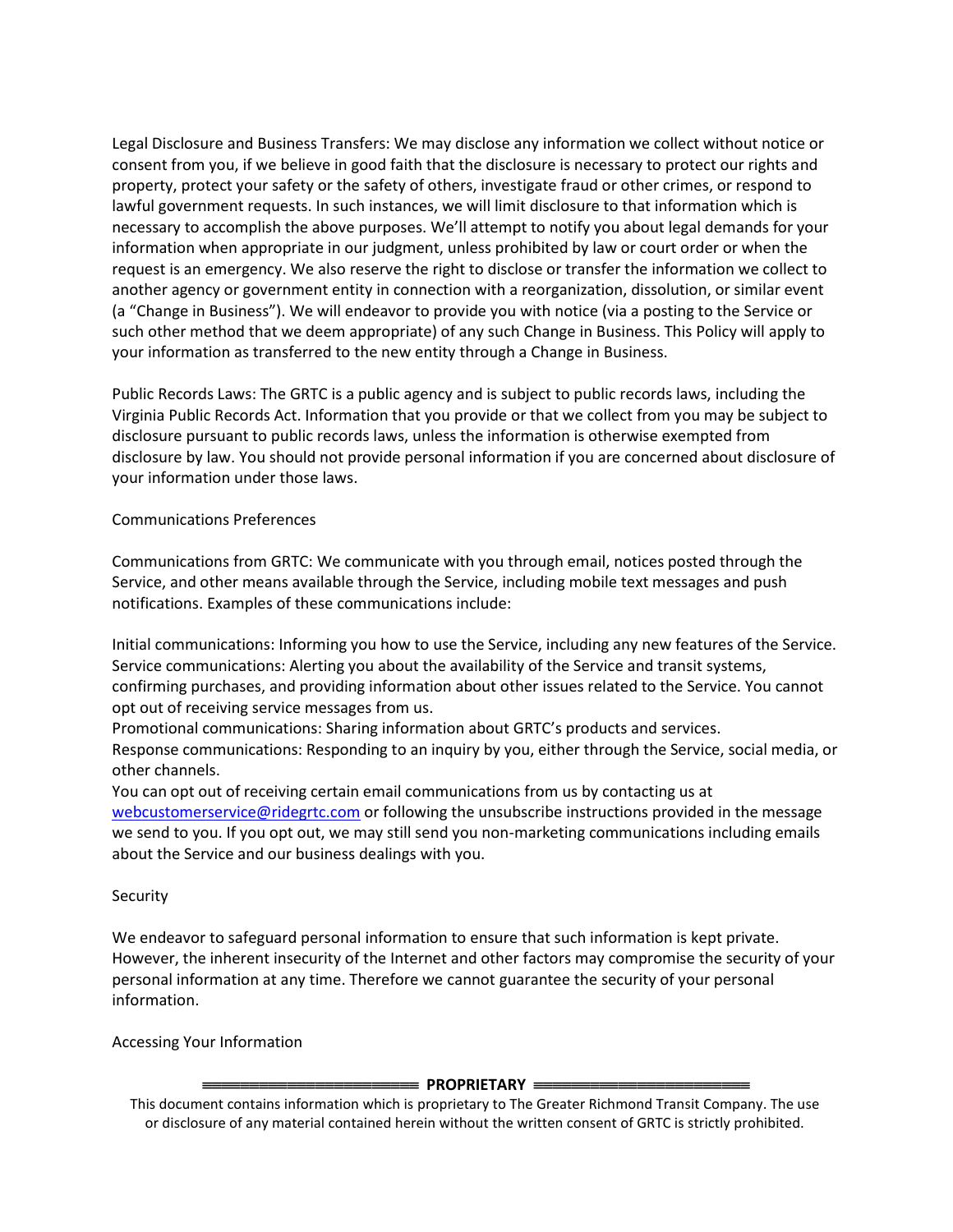Legal Disclosure and Business Transfers: We may disclose any information we collect without notice or consent from you, if we believe in good faith that the disclosure is necessary to protect our rights and property, protect your safety or the safety of others, investigate fraud or other crimes, or respond to lawful government requests. In such instances, we will limit disclosure to that information which is necessary to accomplish the above purposes. We'll attempt to notify you about legal demands for your information when appropriate in our judgment, unless prohibited by law or court order or when the request is an emergency. We also reserve the right to disclose or transfer the information we collect to another agency or government entity in connection with a reorganization, dissolution, or similar event (a "Change in Business"). We will endeavor to provide you with notice (via a posting to the Service or such other method that we deem appropriate) of any such Change in Business. This Policy will apply to your information as transferred to the new entity through a Change in Business.

Public Records Laws: The GRTC is a public agency and is subject to public records laws, including the Virginia Public Records Act. Information that you provide or that we collect from you may be subject to disclosure pursuant to public records laws, unless the information is otherwise exempted from disclosure by law. You should not provide personal information if you are concerned about disclosure of your information under those laws.

## Communications Preferences

Communications from GRTC: We communicate with you through email, notices posted through the Service, and other means available through the Service, including mobile text messages and push notifications. Examples of these communications include:

Initial communications: Informing you how to use the Service, including any new features of the Service.
Service communications: Alerting you about the availability of the Service and transit systems, confirming purchases, and providing information about other issues related to the Service. You cannot opt out of receiving service messages from us.
Promotional communications: Sharing information about GRTC's products and services.
Response communications: Responding to an inquiry by you, either through the Service, social media, or other channels.
You can opt out of receiving certain email communications from us by contacting us at [webcustomerservice@ridegrtc.com](mailto:webcustomerservice@ridegrtc.com) or following the unsubscribe instructions provided in the message we send to you. If you opt out, we may still send you non-marketing communications including emails about the Service and our business dealings with you.

## Security

We endeavor to safeguard personal information to ensure that such information is kept private. However, the inherent insecurity of the Internet and other factors may compromise the security of your personal information at any time. Therefore we cannot guarantee the security of your personal information.

## Accessing Your Information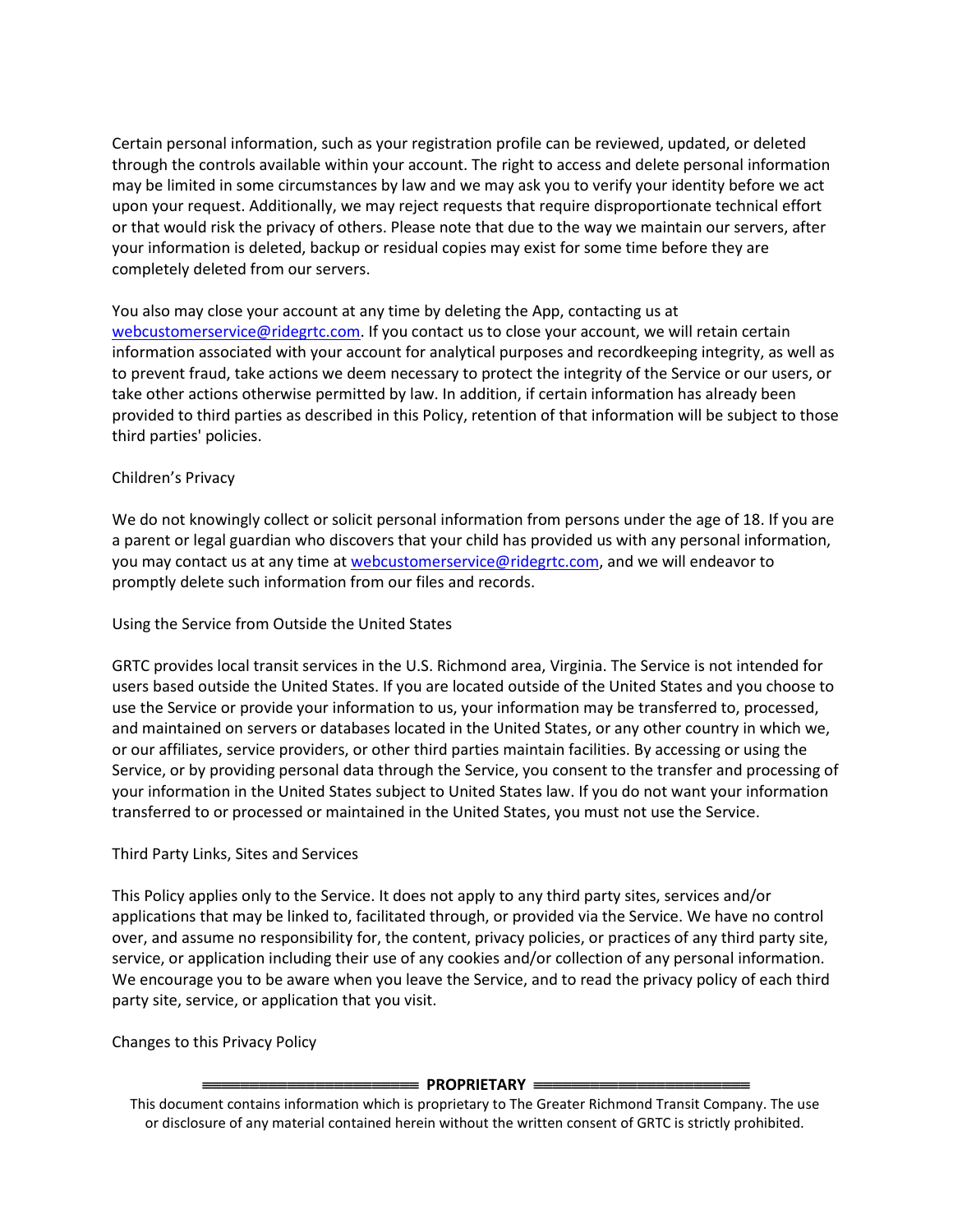Certain personal information, such as your registration profile can be reviewed, updated, or deleted through the controls available within your account. The right to access and delete personal information may be limited in some circumstances by law and we may ask you to verify your identity before we act upon your request. Additionally, we may reject requests that require disproportionate technical effort or that would risk the privacy of others. Please note that due to the way we maintain our servers, after your information is deleted, backup or residual copies may exist for some time before they are completely deleted from our servers.

You also may close your account at any time by deleting the App, contacting us at webcustomerservice@ridegrtc.com. If you contact us to close your account, we will retain certain information associated with your account for analytical purposes and recordkeeping integrity, as well as to prevent fraud, take actions we deem necessary to protect the integrity of the Service or our users, or take other actions otherwise permitted by law. In addition, if certain information has already been provided to third parties as described in this Policy, retention of that information will be subject to those third parties' policies.

## Children's Privacy

We do not knowingly collect or solicit personal information from persons under the age of 18. If you are a parent or legal guardian who discovers that your child has provided us with any personal information, you may contact us at any time at webcustomerservice@ridegrtc.com, and we will endeavor to promptly delete such information from our files and records.

## Using the Service from Outside the United States

GRTC provides local transit services in the U.S. Richmond area, Virginia. The Service is not intended for users based outside the United States. If you are located outside of the United States and you choose to use the Service or provide your information to us, your information may be transferred to, processed, and maintained on servers or databases located in the United States, or any other country in which we, or our affiliates, service providers, or other third parties maintain facilities. By accessing or using the Service, or by providing personal data through the Service, you consent to the transfer and processing of your information in the United States subject to United States law. If you do not want your information transferred to or processed or maintained in the United States, you must not use the Service.

## Third Party Links, Sites and Services

This Policy applies only to the Service. It does not apply to any third party sites, services and/or applications that may be linked to, facilitated through, or provided via the Service. We have no control over, and assume no responsibility for, the content, privacy policies, or practices of any third party site, service, or application including their use of any cookies and/or collection of any personal information. We encourage you to be aware when you leave the Service, and to read the privacy policy of each third party site, service, or application that you visit.

## Changes to this Privacy Policy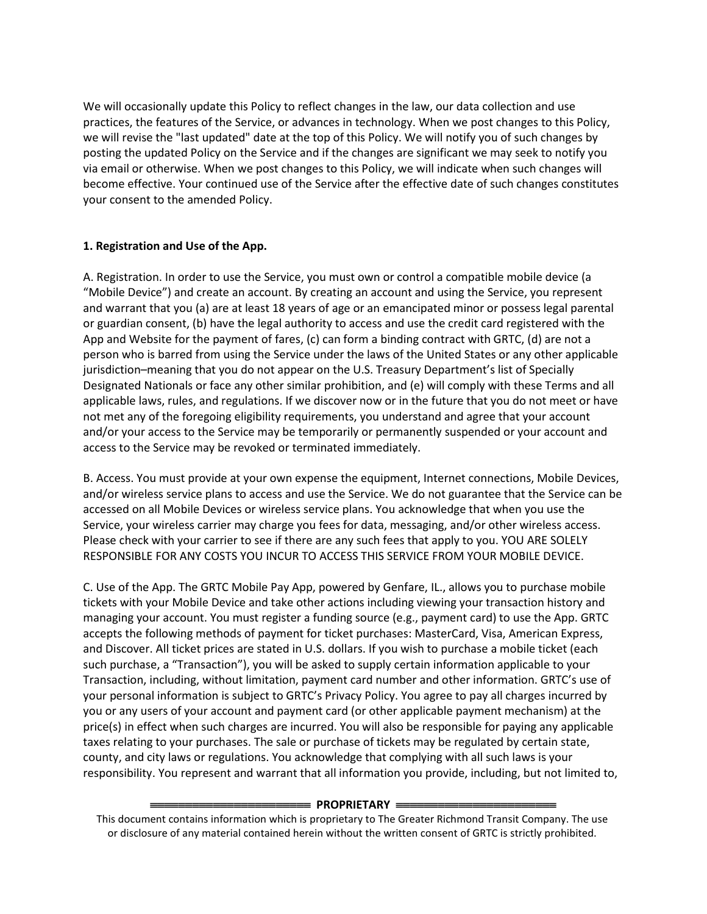We will occasionally update this Policy to reflect changes in the law, our data collection and use practices, the features of the Service, or advances in technology. When we post changes to this Policy, we will revise the "last updated" date at the top of this Policy. We will notify you of such changes by posting the updated Policy on the Service and if the changes are significant we may seek to notify you via email or otherwise. When we post changes to this Policy, we will indicate when such changes will become effective. Your continued use of the Service after the effective date of such changes constitutes your consent to the amended Policy.

**1. Registration and Use of the App.**

A. Registration. In order to use the Service, you must own or control a compatible mobile device (a "Mobile Device") and create an account. By creating an account and using the Service, you represent and warrant that you (a) are at least 18 years of age or an emancipated minor or possess legal parental or guardian consent, (b) have the legal authority to access and use the credit card registered with the App and Website for the payment of fares, (c) can form a binding contract with GRTC, (d) are not a person who is barred from using the Service under the laws of the United States or any other applicable jurisdiction–meaning that you do not appear on the U.S. Treasury Department's list of Specially Designated Nationals or face any other similar prohibition, and (e) will comply with these Terms and all applicable laws, rules, and regulations. If we discover now or in the future that you do not meet or have not met any of the foregoing eligibility requirements, you understand and agree that your account and/or your access to the Service may be temporarily or permanently suspended or your account and access to the Service may be revoked or terminated immediately.

B. Access. You must provide at your own expense the equipment, Internet connections, Mobile Devices, and/or wireless service plans to access and use the Service. We do not guarantee that the Service can be accessed on all Mobile Devices or wireless service plans. You acknowledge that when you use the Service, your wireless carrier may charge you fees for data, messaging, and/or other wireless access. Please check with your carrier to see if there are any such fees that apply to you. YOU ARE SOLELY RESPONSIBLE FOR ANY COSTS YOU INCUR TO ACCESS THIS SERVICE FROM YOUR MOBILE DEVICE.

C. Use of the App. The GRTC Mobile Pay App, powered by Genfare, IL., allows you to purchase mobile tickets with your Mobile Device and take other actions including viewing your transaction history and managing your account. You must register a funding source (e.g., payment card) to use the App. GRTC accepts the following methods of payment for ticket purchases: MasterCard, Visa, American Express, and Discover. All ticket prices are stated in U.S. dollars. If you wish to purchase a mobile ticket (each such purchase, a "Transaction"), you will be asked to supply certain information applicable to your Transaction, including, without limitation, payment card number and other information. GRTC's use of your personal information is subject to GRTC's Privacy Policy. You agree to pay all charges incurred by you or any users of your account and payment card (or other applicable payment mechanism) at the price(s) in effect when such charges are incurred. You will also be responsible for paying any applicable taxes relating to your purchases. The sale or purchase of tickets may be regulated by certain state, county, and city laws or regulations. You acknowledge that complying with all such laws is your responsibility. You represent and warrant that all information you provide, including, but not limited to,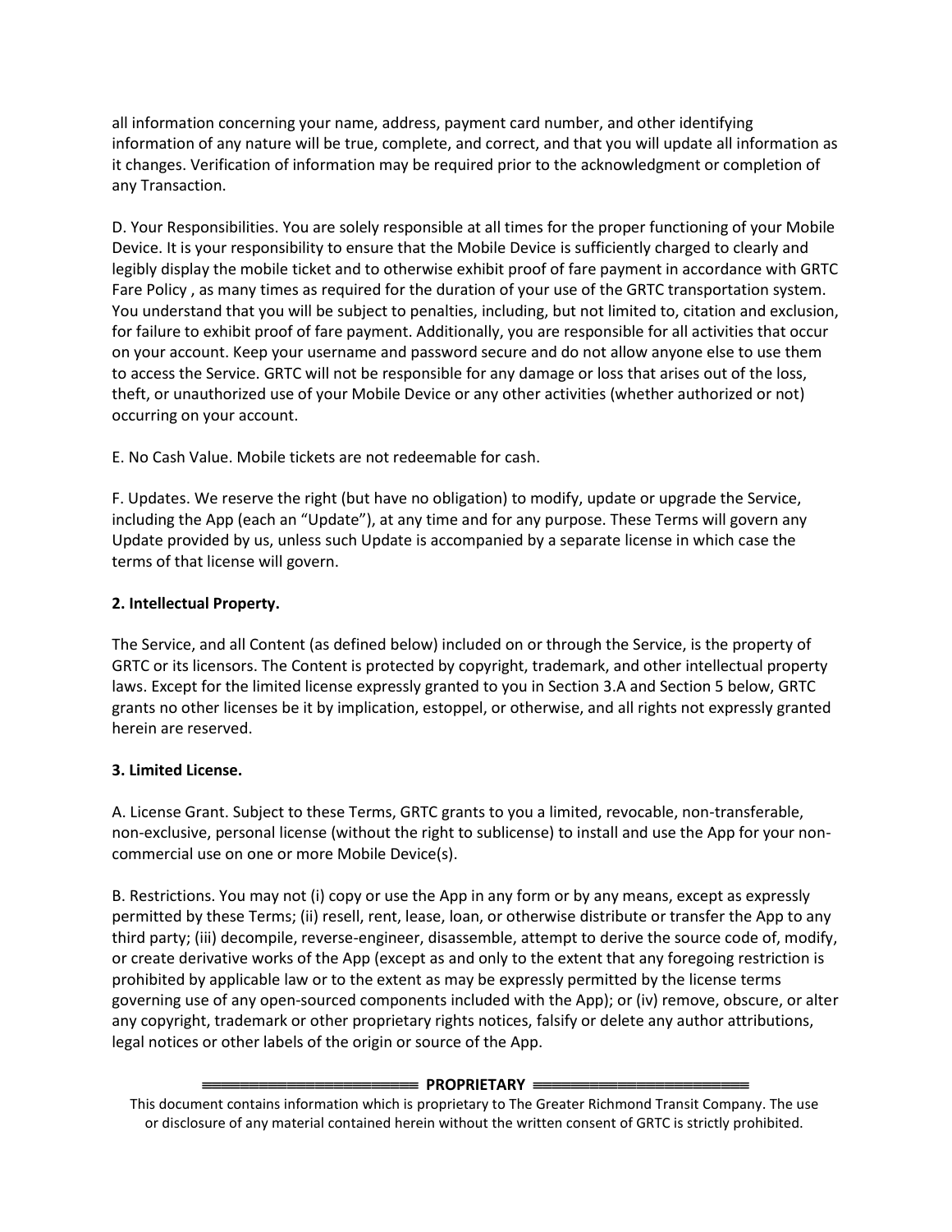all information concerning your name, address, payment card number, and other identifying information of any nature will be true, complete, and correct, and that you will update all information as it changes. Verification of information may be required prior to the acknowledgment or completion of any Transaction.

D. Your Responsibilities. You are solely responsible at all times for the proper functioning of your Mobile Device. It is your responsibility to ensure that the Mobile Device is sufficiently charged to clearly and legibly display the mobile ticket and to otherwise exhibit proof of fare payment in accordance with GRTC Fare Policy , as many times as required for the duration of your use of the GRTC transportation system. You understand that you will be subject to penalties, including, but not limited to, citation and exclusion, for failure to exhibit proof of fare payment. Additionally, you are responsible for all activities that occur on your account. Keep your username and password secure and do not allow anyone else to use them to access the Service. GRTC will not be responsible for any damage or loss that arises out of the loss, theft, or unauthorized use of your Mobile Device or any other activities (whether authorized or not) occurring on your account.

E. No Cash Value. Mobile tickets are not redeemable for cash.

F. Updates. We reserve the right (but have no obligation) to modify, update or upgrade the Service, including the App (each an "Update"), at any time and for any purpose. These Terms will govern any Update provided by us, unless such Update is accompanied by a separate license in which case the terms of that license will govern.

**2. Intellectual Property.**

The Service, and all Content (as defined below) included on or through the Service, is the property of GRTC or its licensors. The Content is protected by copyright, trademark, and other intellectual property laws. Except for the limited license expressly granted to you in Section 3.A and Section 5 below, GRTC grants no other licenses be it by implication, estoppel, or otherwise, and all rights not expressly granted herein are reserved.

**3. Limited License.**

A. License Grant. Subject to these Terms, GRTC grants to you a limited, revocable, non-transferable, non-exclusive, personal license (without the right to sublicense) to install and use the App for your non-commercial use on one or more Mobile Device(s).

B. Restrictions. You may not (i) copy or use the App in any form or by any means, except as expressly permitted by these Terms; (ii) resell, rent, lease, loan, or otherwise distribute or transfer the App to any third party; (iii) decompile, reverse-engineer, disassemble, attempt to derive the source code of, modify, or create derivative works of the App (except as and only to the extent that any foregoing restriction is prohibited by applicable law or to the extent as may be expressly permitted by the license terms governing use of any open-sourced components included with the App); or (iv) remove, obscure, or alter any copyright, trademark or other proprietary rights notices, falsify or delete any author attributions, legal notices or other labels of the origin or source of the App.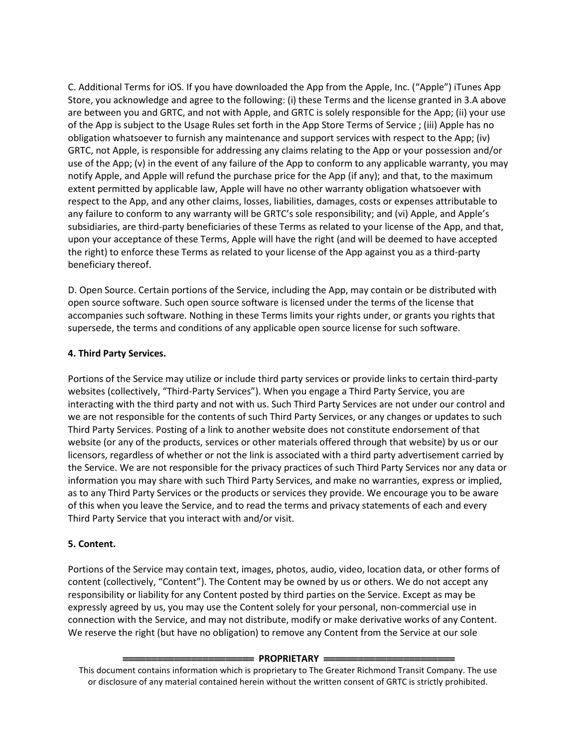C. Additional Terms for iOS. If you have downloaded the App from the Apple, Inc. ("Apple") iTunes App Store, you acknowledge and agree to the following: (i) these Terms and the license granted in 3.A above are between you and GRTC, and not with Apple, and GRTC is solely responsible for the App; (ii) your use of the App is subject to the Usage Rules set forth in the App Store Terms of Service ; (iii) Apple has no obligation whatsoever to furnish any maintenance and support services with respect to the App; (iv) GRTC, not Apple, is responsible for addressing any claims relating to the App or your possession and/or use of the App; (v) in the event of any failure of the App to conform to any applicable warranty, you may notify Apple, and Apple will refund the purchase price for the App (if any); and that, to the maximum extent permitted by applicable law, Apple will have no other warranty obligation whatsoever with respect to the App, and any other claims, losses, liabilities, damages, costs or expenses attributable to any failure to conform to any warranty will be GRTC's sole responsibility; and (vi) Apple, and Apple's subsidiaries, are third-party beneficiaries of these Terms as related to your license of the App, and that, upon your acceptance of these Terms, Apple will have the right (and will be deemed to have accepted the right) to enforce these Terms as related to your license of the App against you as a third-party beneficiary thereof.

D. Open Source. Certain portions of the Service, including the App, may contain or be distributed with open source software. Such open source software is licensed under the terms of the license that accompanies such software. Nothing in these Terms limits your rights under, or grants you rights that supersede, the terms and conditions of any applicable open source license for such software.

**4. Third Party Services.**

Portions of the Service may utilize or include third party services or provide links to certain third-party websites (collectively, "Third-Party Services"). When you engage a Third Party Service, you are interacting with the third party and not with us. Such Third Party Services are not under our control and we are not responsible for the contents of such Third Party Services, or any changes or updates to such Third Party Services. Posting of a link to another website does not constitute endorsement of that website (or any of the products, services or other materials offered through that website) by us or our licensors, regardless of whether or not the link is associated with a third party advertisement carried by the Service. We are not responsible for the privacy practices of such Third Party Services nor any data or information you may share with such Third Party Services, and make no warranties, express or implied, as to any Third Party Services or the products or services they provide. We encourage you to be aware of this when you leave the Service, and to read the terms and privacy statements of each and every Third Party Service that you interact with and/or visit.

**5. Content.**

Portions of the Service may contain text, images, photos, audio, video, location data, or other forms of content (collectively, "Content"). The Content may be owned by us or others. We do not accept any responsibility or liability for any Content posted by third parties on the Service. Except as may be expressly agreed by us, you may use the Content solely for your personal, non-commercial use in connection with the Service, and may not distribute, modify or make derivative works of any Content. We reserve the right (but have no obligation) to remove any Content from the Service at our sole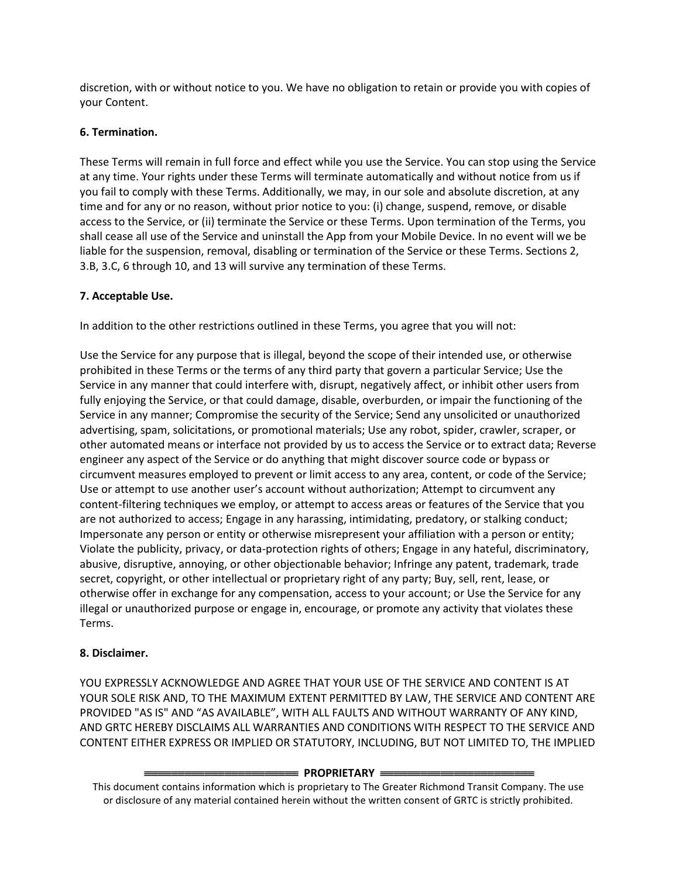discretion, with or without notice to you. We have no obligation to retain or provide you with copies of your Content.

**6. Termination.**

These Terms will remain in full force and effect while you use the Service. You can stop using the Service at any time. Your rights under these Terms will terminate automatically and without notice from us if you fail to comply with these Terms. Additionally, we may, in our sole and absolute discretion, at any time and for any or no reason, without prior notice to you: (i) change, suspend, remove, or disable access to the Service, or (ii) terminate the Service or these Terms. Upon termination of the Terms, you shall cease all use of the Service and uninstall the App from your Mobile Device. In no event will we be liable for the suspension, removal, disabling or termination of the Service or these Terms. Sections 2, 3.B, 3.C, 6 through 10, and 13 will survive any termination of these Terms.

**7. Acceptable Use.**

In addition to the other restrictions outlined in these Terms, you agree that you will not:

Use the Service for any purpose that is illegal, beyond the scope of their intended use, or otherwise prohibited in these Terms or the terms of any third party that govern a particular Service; Use the Service in any manner that could interfere with, disrupt, negatively affect, or inhibit other users from fully enjoying the Service, or that could damage, disable, overburden, or impair the functioning of the Service in any manner; Compromise the security of the Service; Send any unsolicited or unauthorized advertising, spam, solicitations, or promotional materials; Use any robot, spider, crawler, scraper, or other automated means or interface not provided by us to access the Service or to extract data; Reverse engineer any aspect of the Service or do anything that might discover source code or bypass or circumvent measures employed to prevent or limit access to any area, content, or code of the Service; Use or attempt to use another user's account without authorization; Attempt to circumvent any content-filtering techniques we employ, or attempt to access areas or features of the Service that you are not authorized to access; Engage in any harassing, intimidating, predatory, or stalking conduct; Impersonate any person or entity or otherwise misrepresent your affiliation with a person or entity; Violate the publicity, privacy, or data-protection rights of others; Engage in any hateful, discriminatory, abusive, disruptive, annoying, or other objectionable behavior; Infringe any patent, trademark, trade secret, copyright, or other intellectual or proprietary right of any party; Buy, sell, rent, lease, or otherwise offer in exchange for any compensation, access to your account; or Use the Service for any illegal or unauthorized purpose or engage in, encourage, or promote any activity that violates these Terms.

**8. Disclaimer.**

YOU EXPRESSLY ACKNOWLEDGE AND AGREE THAT YOUR USE OF THE SERVICE AND CONTENT IS AT YOUR SOLE RISK AND, TO THE MAXIMUM EXTENT PERMITTED BY LAW, THE SERVICE AND CONTENT ARE PROVIDED "AS IS" AND "AS AVAILABLE", WITH ALL FAULTS AND WITHOUT WARRANTY OF ANY KIND, AND GRTC HEREBY DISCLAIMS ALL WARRANTIES AND CONDITIONS WITH RESPECT TO THE SERVICE AND CONTENT EITHER EXPRESS OR IMPLIED OR STATUTORY, INCLUDING, BUT NOT LIMITED TO, THE IMPLIED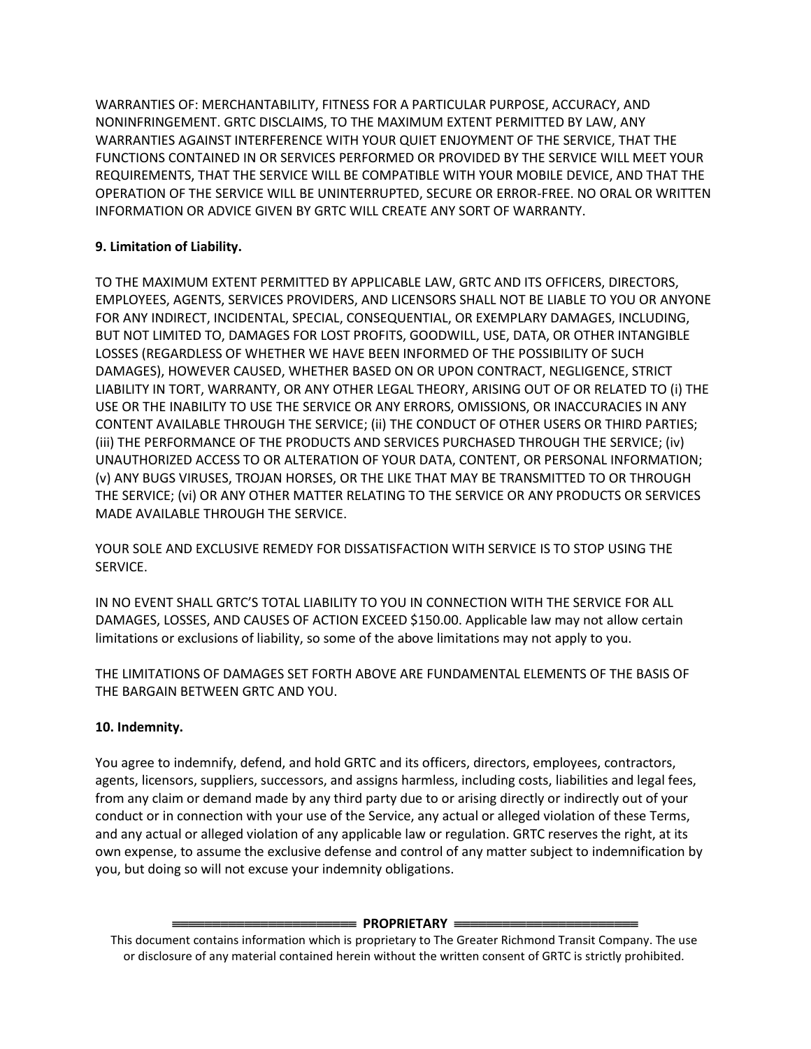WARRANTIES OF: MERCHANTABILITY, FITNESS FOR A PARTICULAR PURPOSE, ACCURACY, AND NONINFRINGEMENT. GRTC DISCLAIMS, TO THE MAXIMUM EXTENT PERMITTED BY LAW, ANY WARRANTIES AGAINST INTERFERENCE WITH YOUR QUIET ENJOYMENT OF THE SERVICE, THAT THE FUNCTIONS CONTAINED IN OR SERVICES PERFORMED OR PROVIDED BY THE SERVICE WILL MEET YOUR REQUIREMENTS, THAT THE SERVICE WILL BE COMPATIBLE WITH YOUR MOBILE DEVICE, AND THAT THE OPERATION OF THE SERVICE WILL BE UNINTERRUPTED, SECURE OR ERROR-FREE. NO ORAL OR WRITTEN INFORMATION OR ADVICE GIVEN BY GRTC WILL CREATE ANY SORT OF WARRANTY.

**9. Limitation of Liability.**

TO THE MAXIMUM EXTENT PERMITTED BY APPLICABLE LAW, GRTC AND ITS OFFICERS, DIRECTORS, EMPLOYEES, AGENTS, SERVICES PROVIDERS, AND LICENSORS SHALL NOT BE LIABLE TO YOU OR ANYONE FOR ANY INDIRECT, INCIDENTAL, SPECIAL, CONSEQUENTIAL, OR EXEMPLARY DAMAGES, INCLUDING, BUT NOT LIMITED TO, DAMAGES FOR LOST PROFITS, GOODWILL, USE, DATA, OR OTHER INTANGIBLE LOSSES (REGARDLESS OF WHETHER WE HAVE BEEN INFORMED OF THE POSSIBILITY OF SUCH DAMAGES), HOWEVER CAUSED, WHETHER BASED ON OR UPON CONTRACT, NEGLIGENCE, STRICT LIABILITY IN TORT, WARRANTY, OR ANY OTHER LEGAL THEORY, ARISING OUT OF OR RELATED TO (i) THE USE OR THE INABILITY TO USE THE SERVICE OR ANY ERRORS, OMISSIONS, OR INACCURACIES IN ANY CONTENT AVAILABLE THROUGH THE SERVICE; (ii) THE CONDUCT OF OTHER USERS OR THIRD PARTIES; (iii) THE PERFORMANCE OF THE PRODUCTS AND SERVICES PURCHASED THROUGH THE SERVICE; (iv) UNAUTHORIZED ACCESS TO OR ALTERATION OF YOUR DATA, CONTENT, OR PERSONAL INFORMATION; (v) ANY BUGS VIRUSES, TROJAN HORSES, OR THE LIKE THAT MAY BE TRANSMITTED TO OR THROUGH THE SERVICE; (vi) OR ANY OTHER MATTER RELATING TO THE SERVICE OR ANY PRODUCTS OR SERVICES MADE AVAILABLE THROUGH THE SERVICE.

YOUR SOLE AND EXCLUSIVE REMEDY FOR DISSATISFACTION WITH SERVICE IS TO STOP USING THE SERVICE.

IN NO EVENT SHALL GRTC'S TOTAL LIABILITY TO YOU IN CONNECTION WITH THE SERVICE FOR ALL DAMAGES, LOSSES, AND CAUSES OF ACTION EXCEED $150.00. Applicable law may not allow certain limitations or exclusions of liability, so some of the above limitations may not apply to you.

THE LIMITATIONS OF DAMAGES SET FORTH ABOVE ARE FUNDAMENTAL ELEMENTS OF THE BASIS OF THE BARGAIN BETWEEN GRTC AND YOU.

**10. Indemnity.**

You agree to indemnify, defend, and hold GRTC and its officers, directors, employees, contractors, agents, licensors, suppliers, successors, and assigns harmless, including costs, liabilities and legal fees, from any claim or demand made by any third party due to or arising directly or indirectly out of your conduct or in connection with your use of the Service, any actual or alleged violation of these Terms, and any actual or alleged violation of any applicable law or regulation. GRTC reserves the right, at its own expense, to assume the exclusive defense and control of any matter subject to indemnification by you, but doing so will not excuse your indemnity obligations.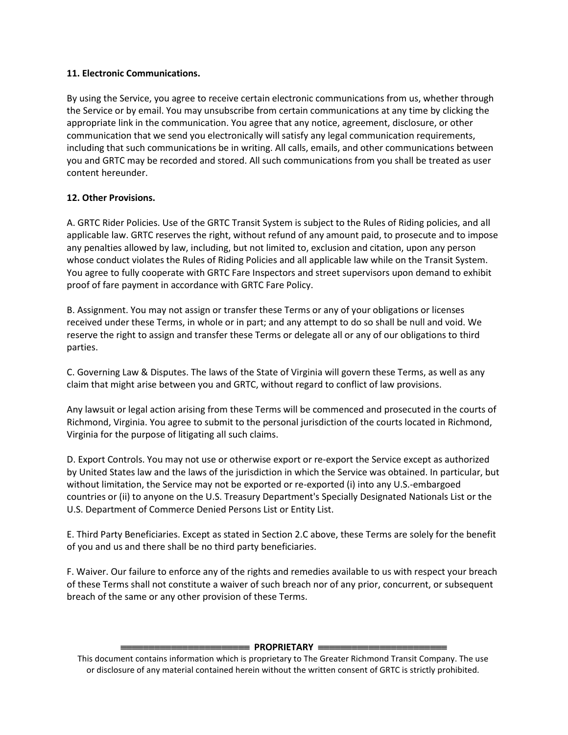**11. Electronic Communications.**

By using the Service, you agree to receive certain electronic communications from us, whether through the Service or by email. You may unsubscribe from certain communications at any time by clicking the appropriate link in the communication. You agree that any notice, agreement, disclosure, or other communication that we send you electronically will satisfy any legal communication requirements, including that such communications be in writing. All calls, emails, and other communications between you and GRTC may be recorded and stored. All such communications from you shall be treated as user content hereunder.

**12. Other Provisions.**

A. GRTC Rider Policies. Use of the GRTC Transit System is subject to the Rules of Riding policies, and all applicable law. GRTC reserves the right, without refund of any amount paid, to prosecute and to impose any penalties allowed by law, including, but not limited to, exclusion and citation, upon any person whose conduct violates the Rules of Riding Policies and all applicable law while on the Transit System. You agree to fully cooperate with GRTC Fare Inspectors and street supervisors upon demand to exhibit proof of fare payment in accordance with GRTC Fare Policy.

B. Assignment. You may not assign or transfer these Terms or any of your obligations or licenses received under these Terms, in whole or in part; and any attempt to do so shall be null and void. We reserve the right to assign and transfer these Terms or delegate all or any of our obligations to third parties.

C. Governing Law & Disputes. The laws of the State of Virginia will govern these Terms, as well as any claim that might arise between you and GRTC, without regard to conflict of law provisions.

Any lawsuit or legal action arising from these Terms will be commenced and prosecuted in the courts of Richmond, Virginia. You agree to submit to the personal jurisdiction of the courts located in Richmond, Virginia for the purpose of litigating all such claims.

D. Export Controls. You may not use or otherwise export or re-export the Service except as authorized by United States law and the laws of the jurisdiction in which the Service was obtained. In particular, but without limitation, the Service may not be exported or re-exported (i) into any U.S.-embargoed countries or (ii) to anyone on the U.S. Treasury Department's Specially Designated Nationals List or the U.S. Department of Commerce Denied Persons List or Entity List.

E. Third Party Beneficiaries. Except as stated in Section 2.C above, these Terms are solely for the benefit of you and us and there shall be no third party beneficiaries.

F. Waiver. Our failure to enforce any of the rights and remedies available to us with respect your breach of these Terms shall not constitute a waiver of such breach nor of any prior, concurrent, or subsequent breach of the same or any other provision of these Terms.

**PROPRIETARY**

This document contains information which is proprietary to The Greater Richmond Transit Company. The use or disclosure of any material contained herein without the written consent of GRTC is strictly prohibited.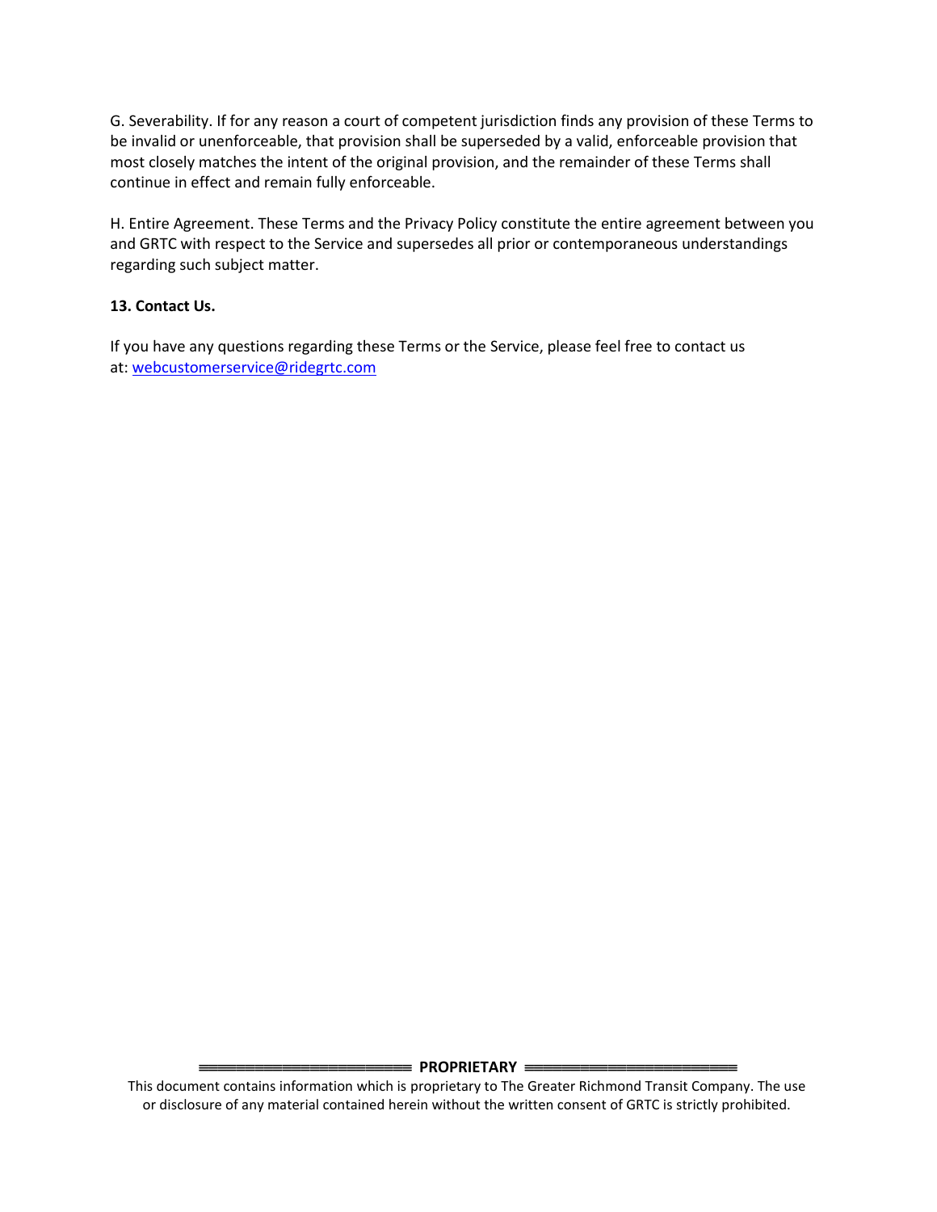G. Severability. If for any reason a court of competent jurisdiction finds any provision of these Terms to be invalid or unenforceable, that provision shall be superseded by a valid, enforceable provision that most closely matches the intent of the original provision, and the remainder of these Terms shall continue in effect and remain fully enforceable.

H. Entire Agreement. These Terms and the Privacy Policy constitute the entire agreement between you and GRTC with respect to the Service and supersedes all prior or contemporaneous understandings regarding such subject matter.

**13. Contact Us.**

If you have any questions regarding these Terms or the Service, please feel free to contact us at: webcustomerservice@ridegrtc.com